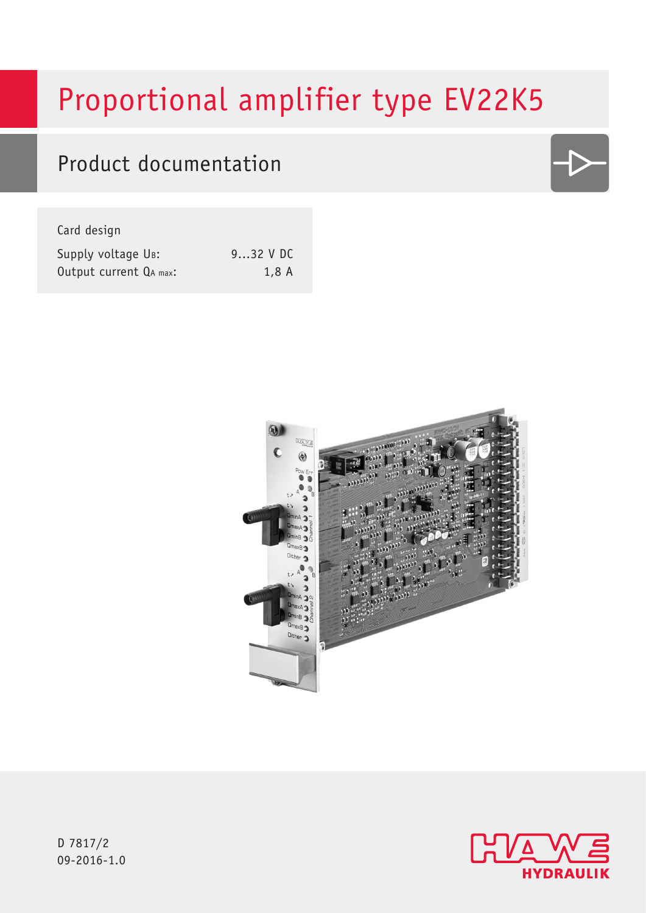# Proportional amplifier type EV22K5

## Product documentation

Card design

| | |
|---|---|
| Supply voltage $U_B$: | 9...32 V DC |
| Output current $Q_{A\ max}$: | 1,8 A |

D 7817/2
09-2016-1.0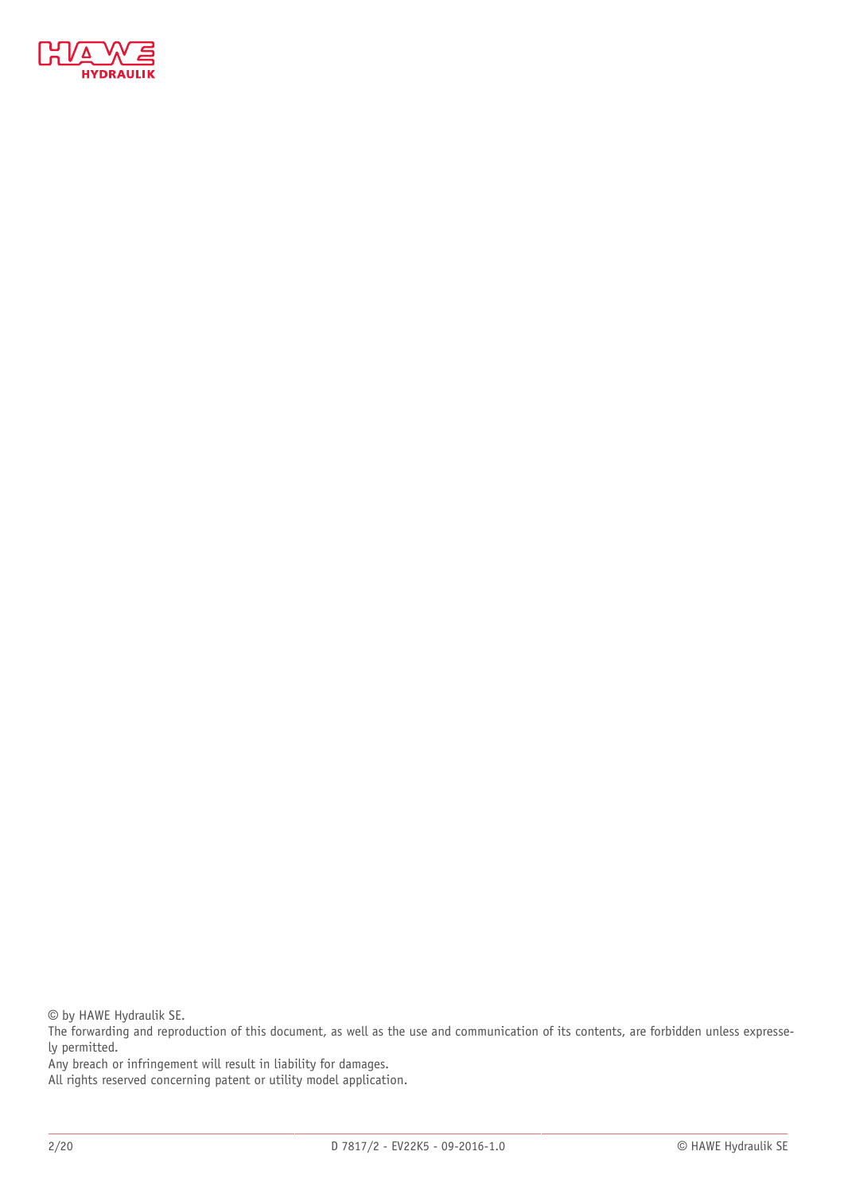© by HAWE Hydraulik SE.

The forwarding and reproduction of this document, as well as the use and communication of its contents, are forbidden unless expressely permitted.

Any breach or infringement will result in liability for damages.

All rights reserved concerning patent or utility model application.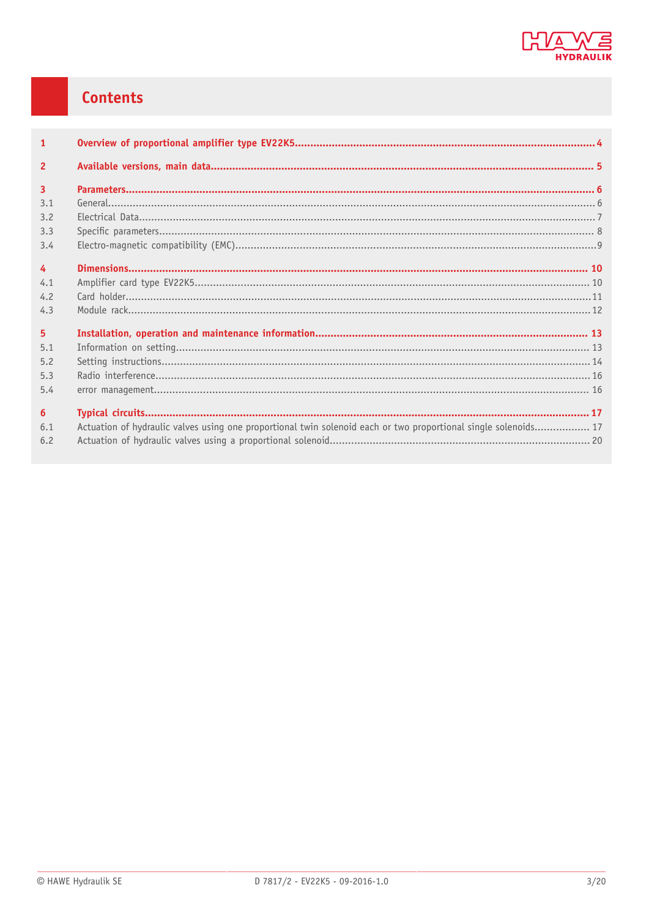# Contents

| | | |
|---|---|---|
| **1** | **Overview of proportional amplifier type EV22K5** | **4** |
| **2** | **Available versions, main data** | **5** |
| **3** | **Parameters** | **6** |
| 3.1 | General | 6 |
| 3.2 | Electrical Data | 7 |
| 3.3 | Specific parameters | 8 |
| 3.4 | Electro-magnetic compatibility (EMC) | 9 |
| **4** | **Dimensions** | **10** |
| 4.1 | Amplifier card type EV22K5 | 10 |
| 4.2 | Card holder | 11 |
| 4.3 | Module rack | 12 |
| **5** | **Installation, operation and maintenance information** | **13** |
| 5.1 | Information on setting | 13 |
| 5.2 | Setting instructions | 14 |
| 5.3 | Radio interference | 16 |
| 5.4 | error management | 16 |
| **6** | **Typical circuits** | **17** |
| 6.1 | Actuation of hydraulic valves using one proportional twin solenoid each or two proportional single solenoids | 17 |
| 6.2 | Actuation of hydraulic valves using a proportional solenoid | 20 |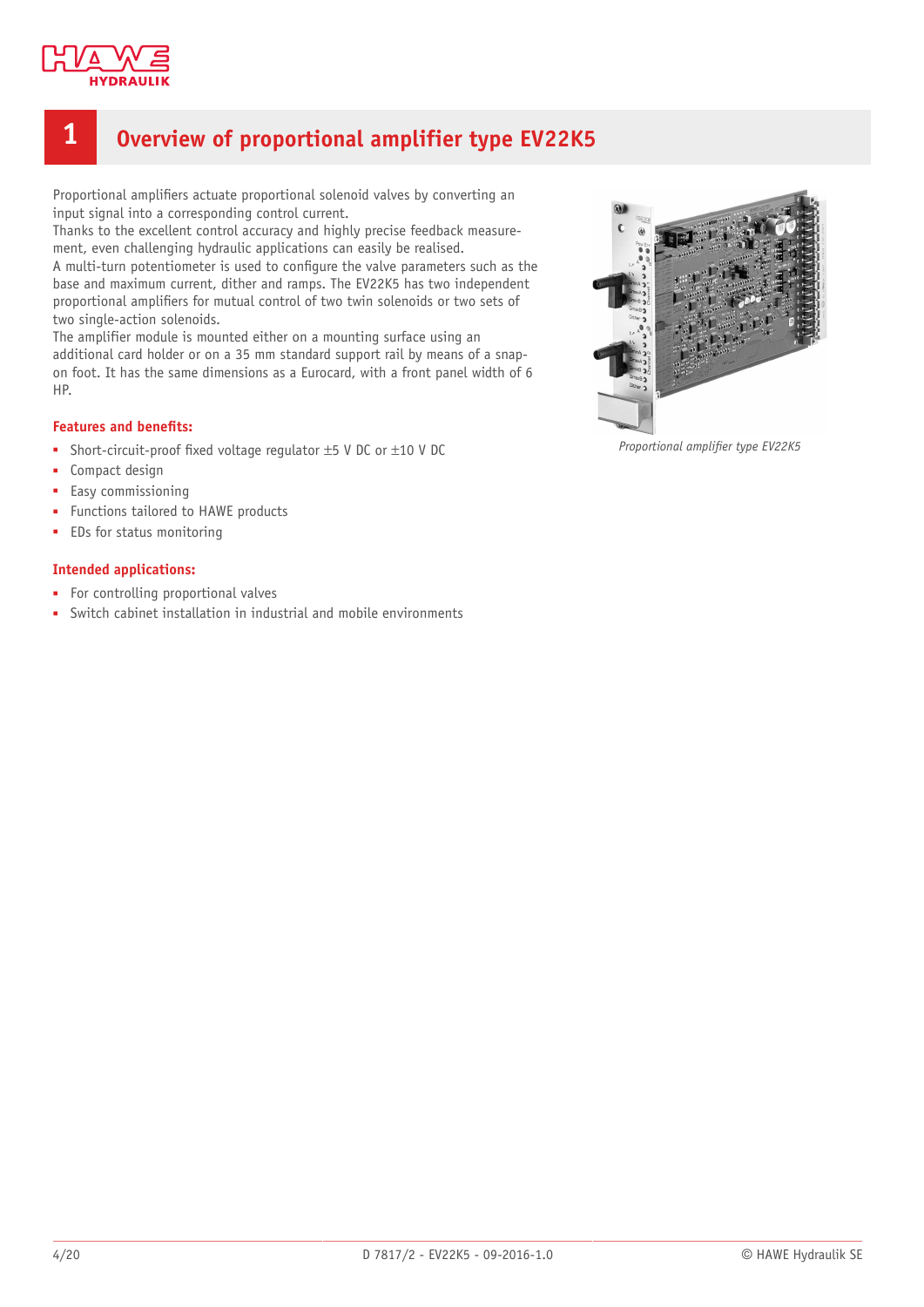# 1 Overview of proportional amplifier type EV22K5

Proportional amplifiers actuate proportional solenoid valves by converting an input signal into a corresponding control current.
Thanks to the excellent control accuracy and highly precise feedback measurement, even challenging hydraulic applications can easily be realised.
A multi-turn potentiometer is used to configure the valve parameters such as the base and maximum current, dither and ramps. The EV22K5 has two independent proportional amplifiers for mutual control of two twin solenoids or two sets of two single-action solenoids.
The amplifier module is mounted either on a mounting surface using an additional card holder or on a 35 mm standard support rail by means of a snap-on foot. It has the same dimensions as a Eurocard, with a front panel width of 6 HP.

*Proportional amplifier type EV22K5*

**Features and benefits:**

- Short-circuit-proof fixed voltage regulator ±5 V DC or ±10 V DC
- Compact design
- Easy commissioning
- Functions tailored to HAWE products
- EDs for status monitoring

**Intended applications:**

- For controlling proportional valves
- Switch cabinet installation in industrial and mobile environments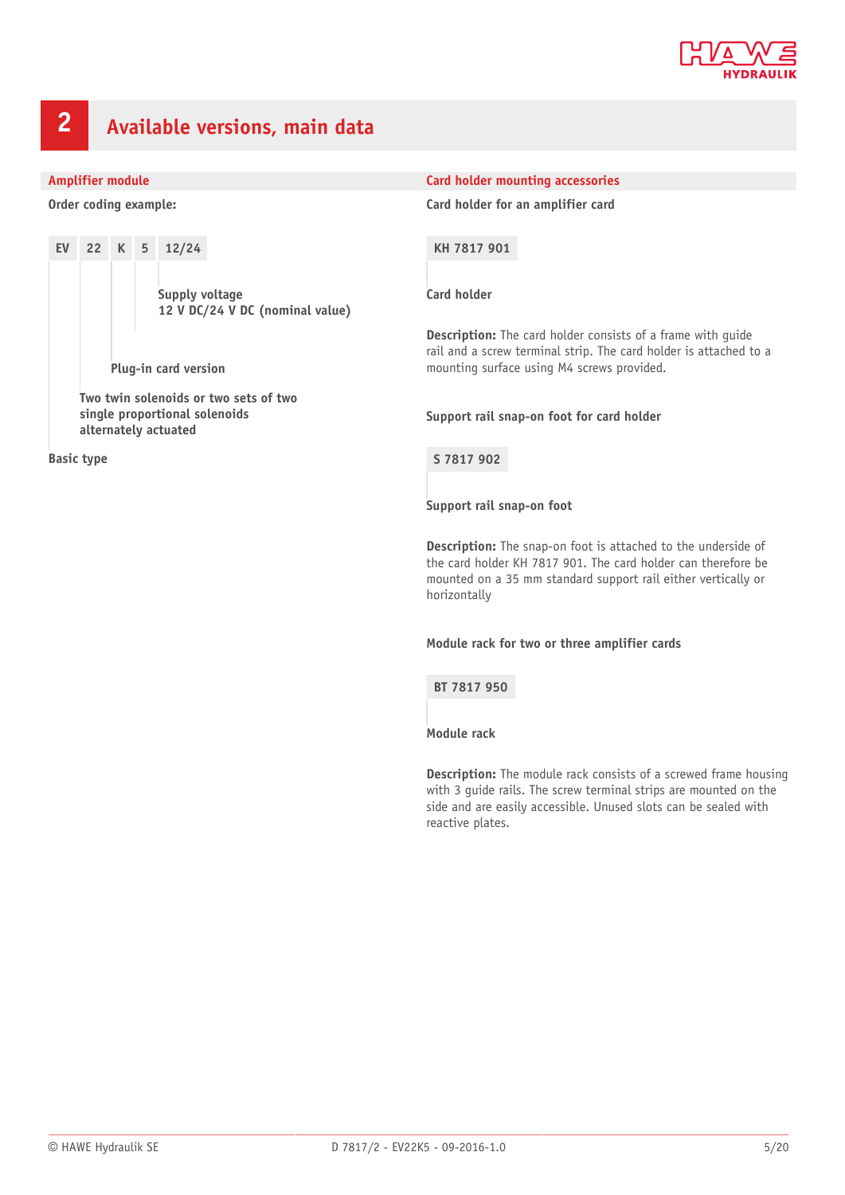# 2 Available versions, main data

## Amplifier module

**Order coding example:**

| EV | 22 | K | 5 | 12/24 |
|---|---|---|---|---|

- **12/24** – **Supply voltage** 12 V DC/24 V DC (nominal value)
- **5** – **Plug-in card version**
- **22** – **Two twin solenoids or two sets of two single proportional solenoids alternately actuated**
- **EV** – **Basic type**

## Card holder mounting accessories

**Card holder for an amplifier card**

| KH 7817 901 |
|---|

**Card holder**

**Description:** The card holder consists of a frame with guide rail and a screw terminal strip. The card holder is attached to a mounting surface using M4 screws provided.

**Support rail snap-on foot for card holder**

| S 7817 902 |
|---|

**Support rail snap-on foot**

**Description:** The snap-on foot is attached to the underside of the card holder KH 7817 901. The card holder can therefore be mounted on a 35 mm standard support rail either vertically or horizontally

**Module rack for two or three amplifier cards**

| BT 7817 950 |
|---|

**Module rack**

**Description:** The module rack consists of a screwed frame housing with 3 guide rails. The screw terminal strips are mounted on the side and are easily accessible. Unused slots can be sealed with reactive plates.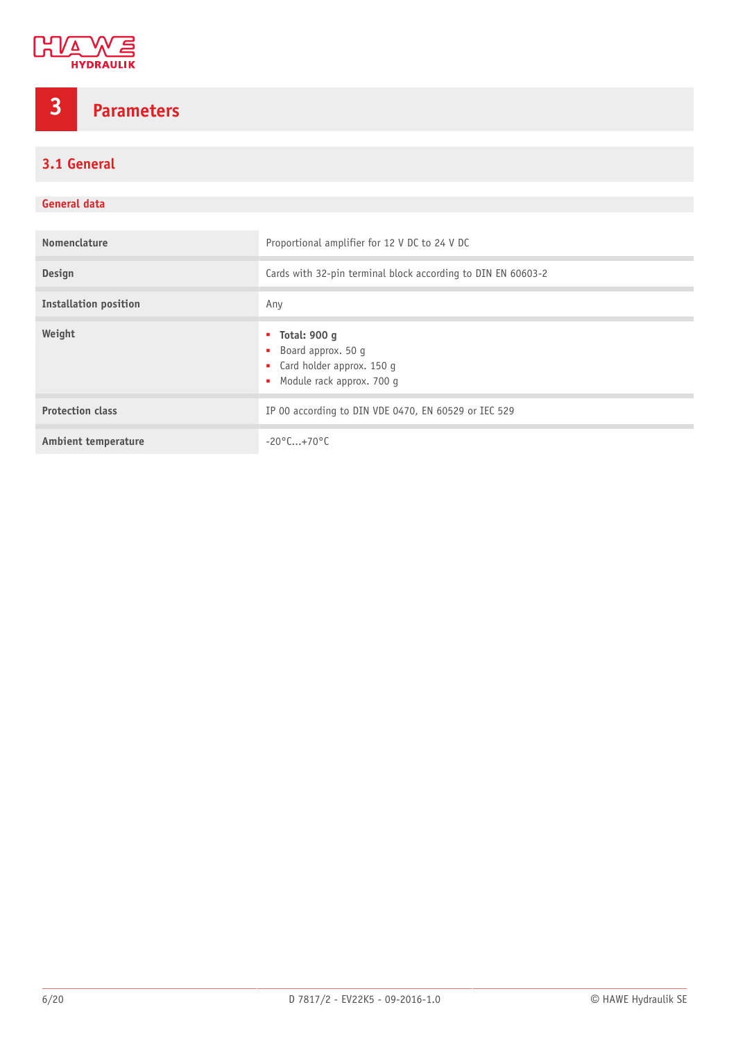# 3 Parameters

## 3.1 General

### General data

| | |
|---|---|
| **Nomenclature** | Proportional amplifier for 12 V DC to 24 V DC |
| **Design** | Cards with 32-pin terminal block according to DIN EN 60603-2 |
| **Installation position** | Any |
| **Weight** | ▪ **Total: 900 g**<br>▪ Board approx. 50 g<br>▪ Card holder approx. 150 g<br>▪ Module rack approx. 700 g |
| **Protection class** | IP 00 according to DIN VDE 0470, EN 60529 or IEC 529 |
| **Ambient temperature** | -20°C...+70°C |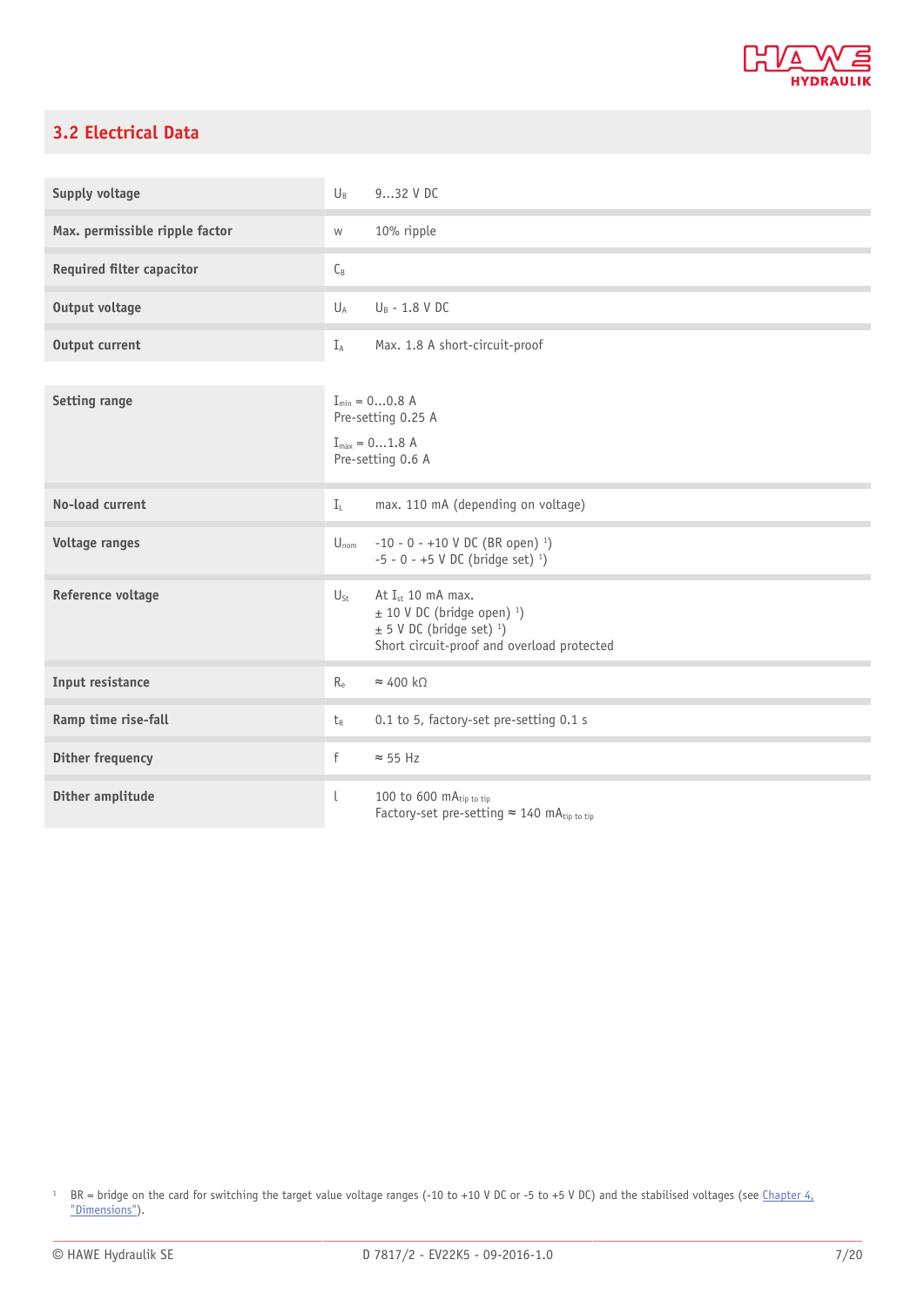## 3.2 Electrical Data

| | | |
|---|---|---|
| **Supply voltage** | $U_B$ | 9…32 V DC |
| **Max. permissible ripple factor** | w | 10% ripple |
| **Required filter capacitor** | $C_B$ | |
| **Output voltage** | $U_A$ | $U_B$ - 1.8 V DC |
| **Output current** | $I_A$ | Max. 1.8 A short-circuit-proof |
| **Setting range** | | $I_{min}$ = 0…0.8 A<br>Pre-setting 0.25 A<br>$I_{max}$ = 0…1.8 A<br>Pre-setting 0.6 A |
| **No-load current** | $I_L$ | max. 110 mA (depending on voltage) |
| **Voltage ranges** | $U_{nom}$ | -10 - 0 - +10 V DC (BR open) [1]<br>-5 - 0 - +5 V DC (bridge set) [1] |
| **Reference voltage** | $U_{St}$ | At $I_{St}$ 10 mA max.<br>± 10 V DC (bridge open) [1]<br>± 5 V DC (bridge set) [1]<br>Short circuit-proof and overload protected |
| **Input resistance** | $R_e$ | ≈ 400 kΩ |
| **Ramp time rise-fall** | $t_R$ | 0.1 to 5, factory-set pre-setting 0.1 s |
| **Dither frequency** | f | ≈ 55 Hz |
| **Dither amplitude** | l | 100 to 600 $mA_{tip\ to\ tip}$<br>Factory-set pre-setting ≈ 140 $mA_{tip\ to\ tip}$ |

[1] BR = bridge on the card for switching the target value voltage ranges (-10 to +10 V DC or -5 to +5 V DC) and the stabilised voltages (see Chapter 4, "Dimensions").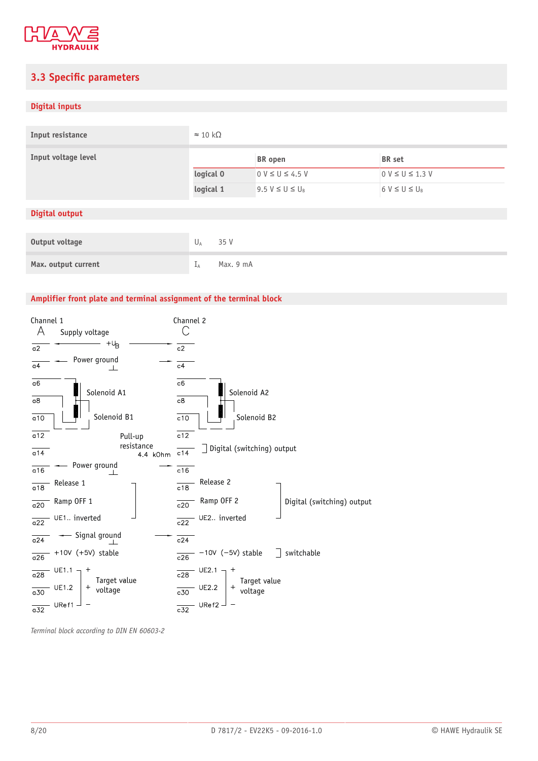## 3.3 Specific parameters

### Digital inputs

| | | | |
|---|---|---|---|
| **Input resistance** | ≈ 10 kΩ | | |
| **Input voltage level** | | **BR open** | **BR set** |
| | **logical 0** | 0 V ≤ U ≤ 4.5 V | 0 V ≤ U ≤ 1.3 V |
| | **logical 1** | 9.5 V ≤ U ≤ $U_B$ | 6 V ≤ U ≤ $U_B$ |

### Digital output

| | | |
|---|---|---|
| **Output voltage** | $U_A$ | 35 V |
| **Max. output current** | $I_A$ | Max. 9 mA |

### Amplifier front plate and terminal assignment of the terminal block

| Channel 1 (A) | Function | Channel 2 (C) | Function |
|---|---|---|---|
| a2 | Supply voltage +$U_B$ | c2 | Supply voltage +$U_B$ |
| a4 | Power ground | c4 | Power ground |
| a6 | Solenoid A1 | c6 | Solenoid A2 |
| a8 | Solenoid A1 / Solenoid B1 | c8 | Solenoid A2 / Solenoid B2 |
| a10 | Solenoid B1 | c10 | Solenoid B2 |
| a12 | Pull-up resistance 4.4 kOhm | c12 | |
| a14 | | c14 | Digital (switching) output |
| a16 | Power ground | c16 | Power ground |
| a18 | Release 1 | c18 | Release 2 |
| a20 | Ramp OFF 1 | c20 | Ramp OFF 2 |
| a22 | UE1.. inverted | c22 | UE2.. inverted |
| a24 | Signal ground | c24 | Signal ground |
| a26 | +10V (+5V) stable | c26 | −10V (−5V) stable – switchable |
| a28 | UE1.1 + (Target value voltage) | c28 | UE2.1 + (Target value voltage) |
| a30 | UE1.2 + (Target value voltage) | c30 | UE2.2 + (Target value voltage) |
| a32 | URef1 − | c32 | URef2 − |

a18 – a22 and c18 – c22: Digital (switching) output

*Terminal block according to DIN EN 60603-2*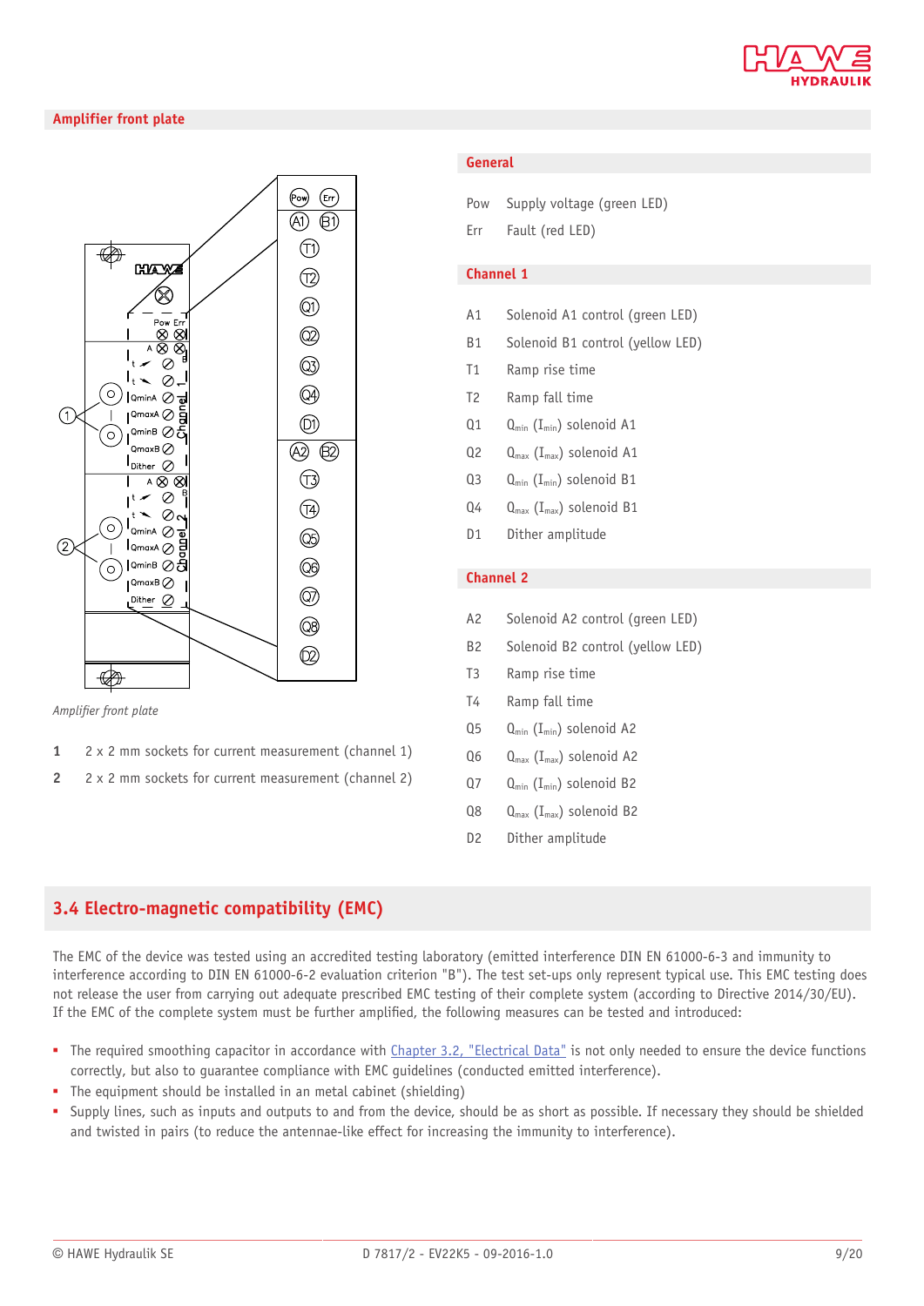## Amplifier front plate

*Amplifier front plate*

**1** 2 x 2 mm sockets for current measurement (channel 1)

**2** 2 x 2 mm sockets for current measurement (channel 2)

### General

| | |
|---|---|
| Pow | Supply voltage (green LED) |
| Err | Fault (red LED) |

### Channel 1

| | |
|---|---|
| A1 | Solenoid A1 control (green LED) |
| B1 | Solenoid B1 control (yellow LED) |
| T1 | Ramp rise time |
| T2 | Ramp fall time |
| Q1 | $Q_{min}$ ($I_{min}$) solenoid A1 |
| Q2 | $Q_{max}$ ($I_{max}$) solenoid A1 |
| Q3 | $Q_{min}$ ($I_{min}$) solenoid B1 |
| Q4 | $Q_{max}$ ($I_{max}$) solenoid B1 |
| D1 | Dither amplitude |

### Channel 2

| | |
|---|---|
| A2 | Solenoid A2 control (green LED) |
| B2 | Solenoid B2 control (yellow LED) |
| T3 | Ramp rise time |
| T4 | Ramp fall time |
| Q5 | $Q_{min}$ ($I_{min}$) solenoid A2 |
| Q6 | $Q_{max}$ ($I_{max}$) solenoid A2 |
| Q7 | $Q_{min}$ ($I_{min}$) solenoid B2 |
| Q8 | $Q_{max}$ ($I_{max}$) solenoid B2 |
| D2 | Dither amplitude |

## 3.4 Electro-magnetic compatibility (EMC)

The EMC of the device was tested using an accredited testing laboratory (emitted interference DIN EN 61000-6-3 and immunity to interference according to DIN EN 61000-6-2 evaluation criterion "B"). The test set-ups only represent typical use. This EMC testing does not release the user from carrying out adequate prescribed EMC testing of their complete system (according to Directive 2014/30/EU). If the EMC of the complete system must be further amplified, the following measures can be tested and introduced:

- The required smoothing capacitor in accordance with Chapter 3.2, "Electrical Data" is not only needed to ensure the device functions correctly, but also to guarantee compliance with EMC guidelines (conducted emitted interference).
- The equipment should be installed in an metal cabinet (shielding)
- Supply lines, such as inputs and outputs to and from the device, should be as short as possible. If necessary they should be shielded and twisted in pairs (to reduce the antennae-like effect for increasing the immunity to interference).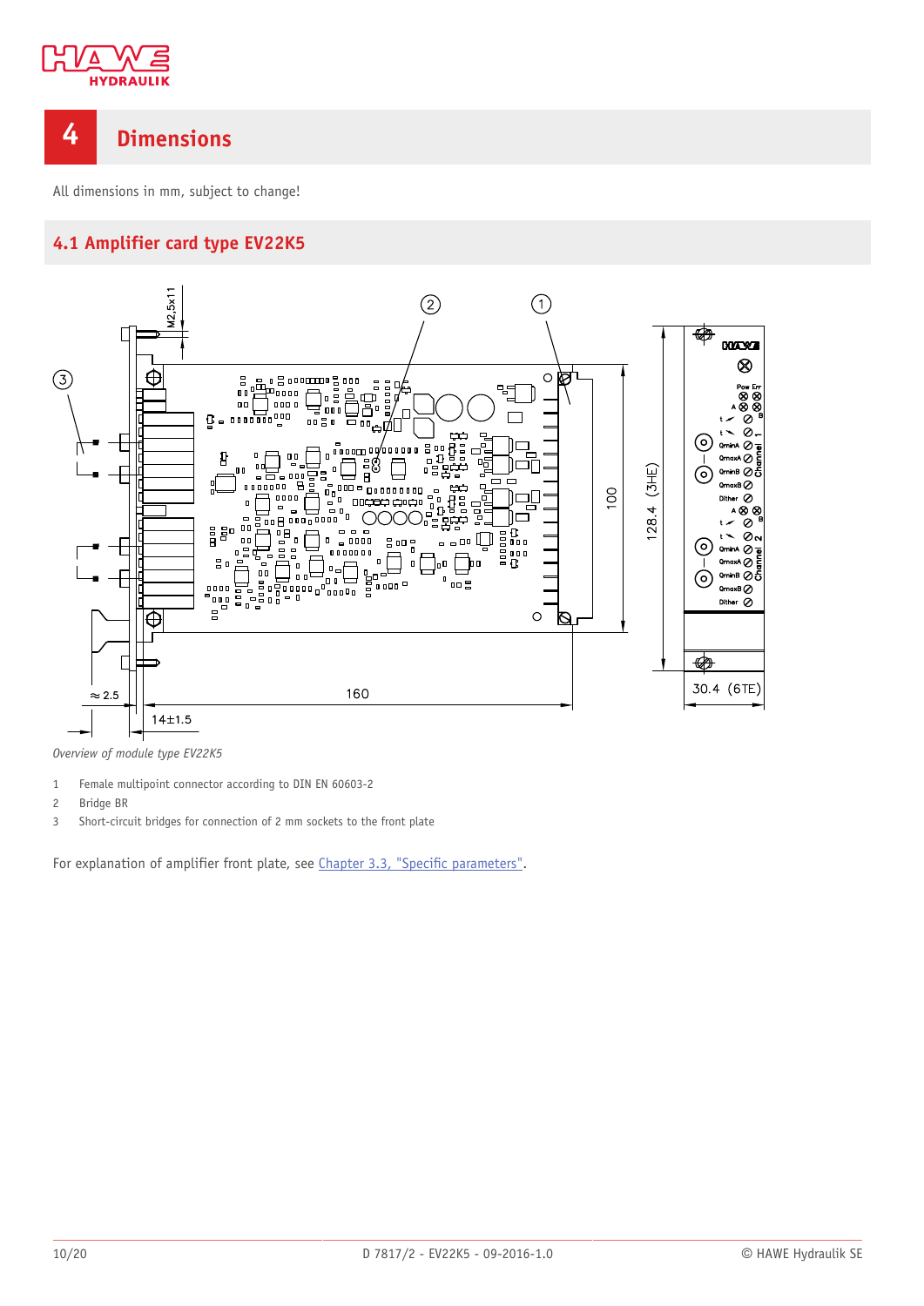# 4 Dimensions

All dimensions in mm, subject to change!

## 4.1 Amplifier card type EV22K5

*Overview of module type EV22K5*

1 Female multipoint connector according to DIN EN 60603-2
2 Bridge BR
3 Short-circuit bridges for connection of 2 mm sockets to the front plate

For explanation of amplifier front plate, see Chapter 3.3, "Specific parameters".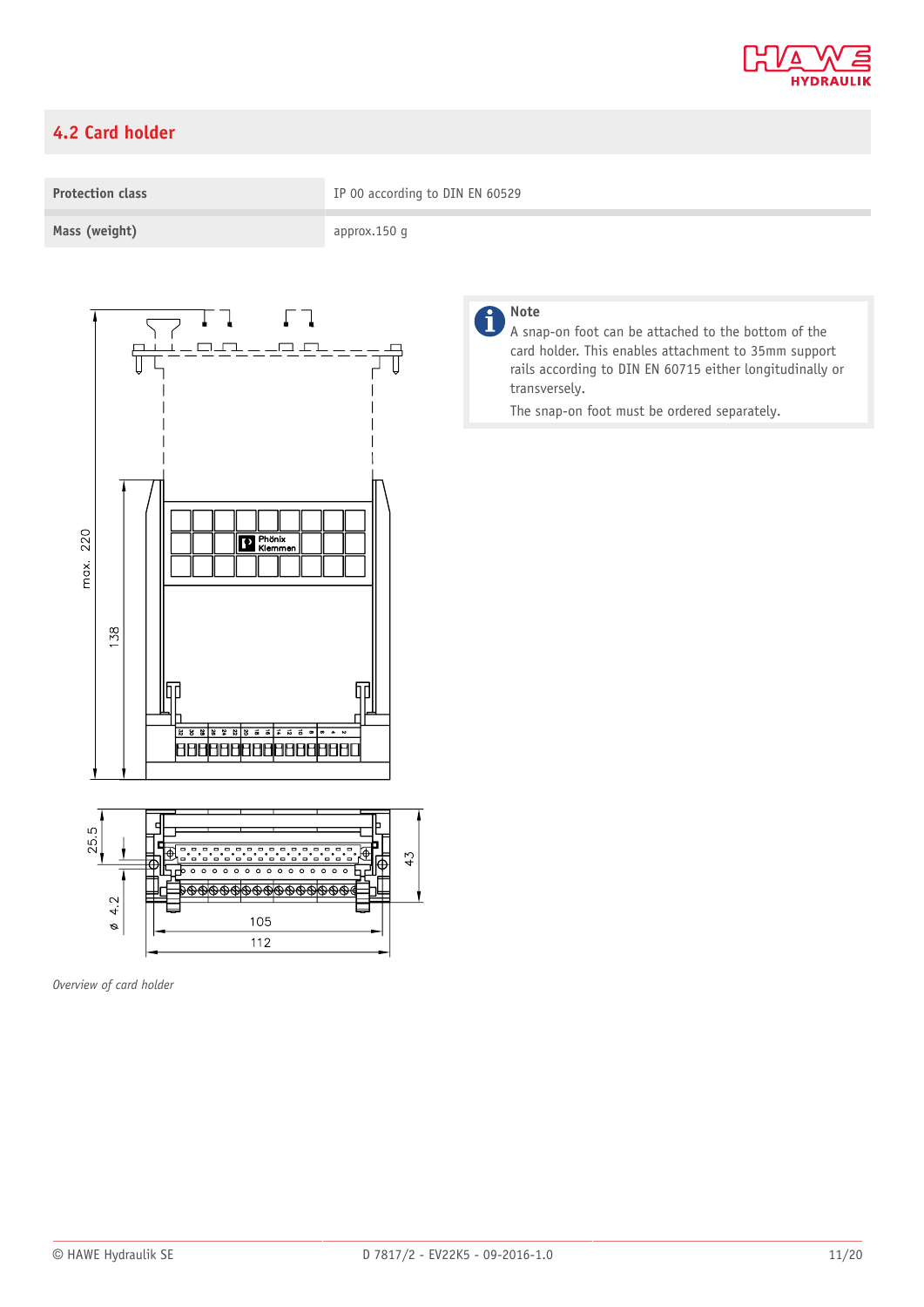## 4.2 Card holder

| Protection class | IP 00 according to DIN EN 60529 |
|---|---|
| Mass (weight) | approx.150 g |

**Note**

A snap-on foot can be attached to the bottom of the card holder. This enables attachment to 35mm support rails according to DIN EN 60715 either longitudinally or transversely.

The snap-on foot must be ordered separately.

*Overview of card holder*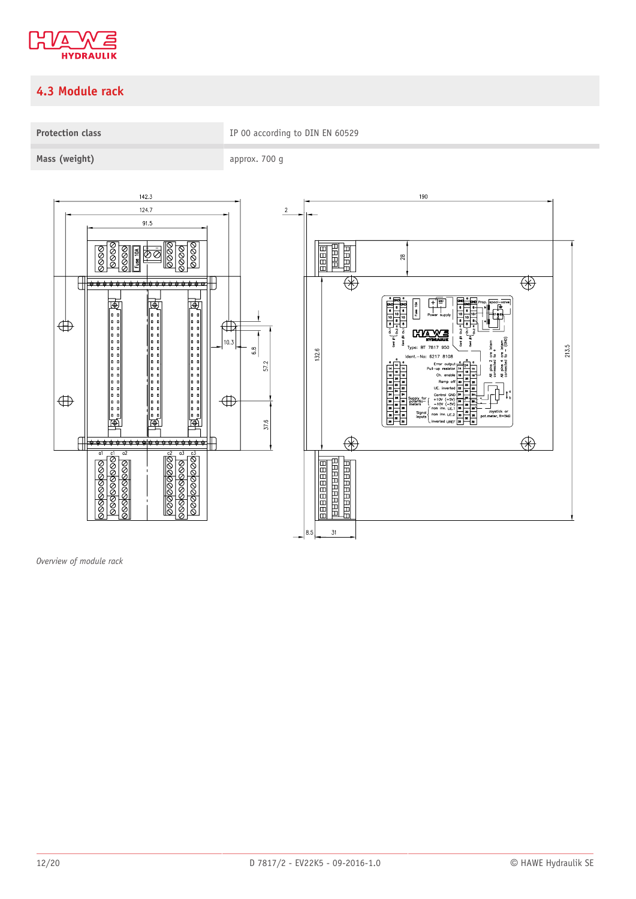## 4.3 Module rack

| Protection class | IP 00 according to DIN EN 60529 |
|---|---|
| Mass (weight) | approx. 700 g |

*Overview of module rack*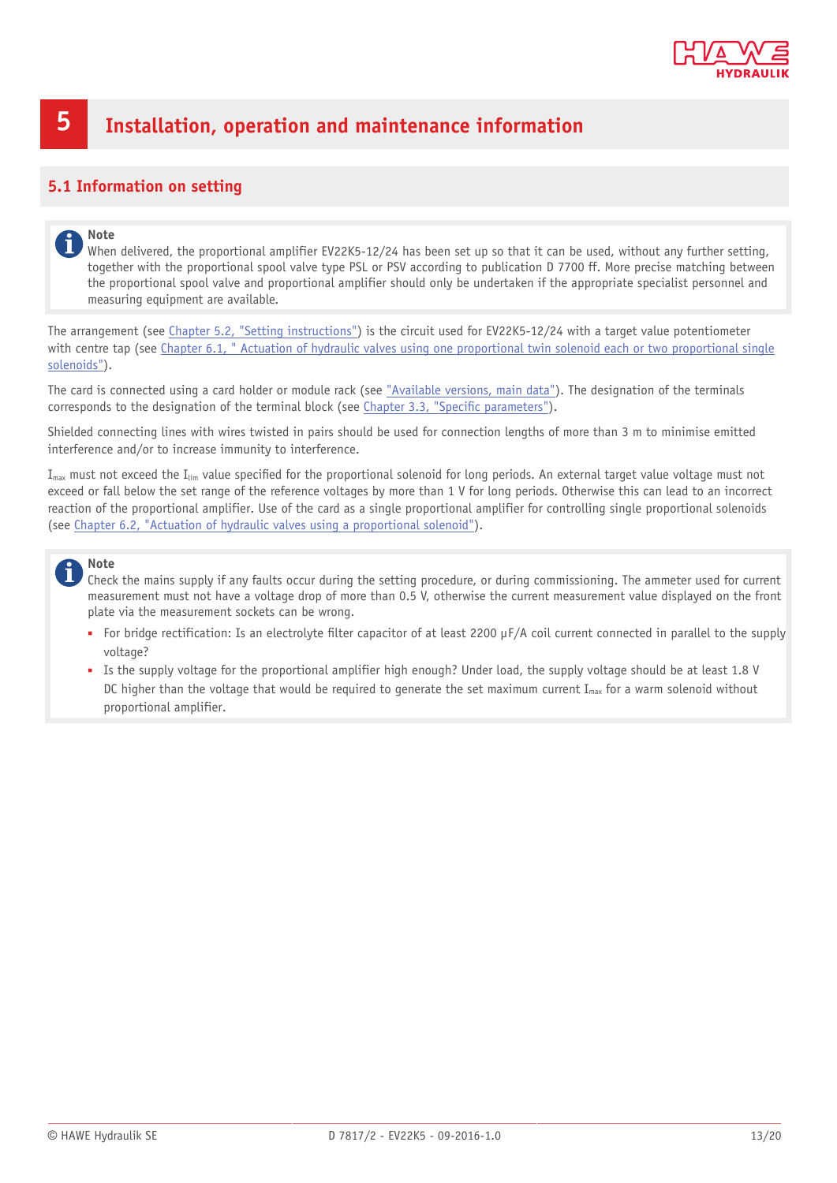# 5 Installation, operation and maintenance information

## 5.1 Information on setting

> **Note**
> When delivered, the proportional amplifier EV22K5-12/24 has been set up so that it can be used, without any further setting, together with the proportional spool valve type PSL or PSV according to publication D 7700 ff. More precise matching between the proportional spool valve and proportional amplifier should only be undertaken if the appropriate specialist personnel and measuring equipment are available.

The arrangement (see Chapter 5.2, "Setting instructions") is the circuit used for EV22K5-12/24 with a target value potentiometer with centre tap (see Chapter 6.1, " Actuation of hydraulic valves using one proportional twin solenoid each or two proportional single solenoids").

The card is connected using a card holder or module rack (see "Available versions, main data"). The designation of the terminals corresponds to the designation of the terminal block (see Chapter 3.3, "Specific parameters").

Shielded connecting lines with wires twisted in pairs should be used for connection lengths of more than 3 m to minimise emitted interference and/or to increase immunity to interference.

$I_{max}$ must not exceed the $I_{lim}$ value specified for the proportional solenoid for long periods. An external target value voltage must not exceed or fall below the set range of the reference voltages by more than 1 V for long periods. Otherwise this can lead to an incorrect reaction of the proportional amplifier. Use of the card as a single proportional amplifier for controlling single proportional solenoids (see Chapter 6.2, "Actuation of hydraulic valves using a proportional solenoid").

> **Note**
> Check the mains supply if any faults occur during the setting procedure, or during commissioning. The ammeter used for current measurement must not have a voltage drop of more than 0.5 V, otherwise the current measurement value displayed on the front plate via the measurement sockets can be wrong.
>
> - For bridge rectification: Is an electrolyte filter capacitor of at least 2200 µF/A coil current connected in parallel to the supply voltage?
> - Is the supply voltage for the proportional amplifier high enough? Under load, the supply voltage should be at least 1.8 V DC higher than the voltage that would be required to generate the set maximum current $I_{max}$ for a warm solenoid without proportional amplifier.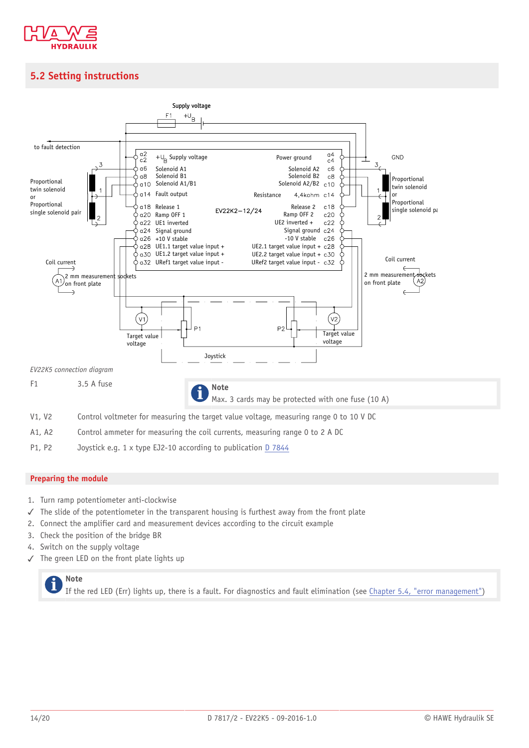## 5.2 Setting instructions

*EV22K5 connection diagram*

| | |
|---|---|
| F1 | 3.5 A fuse |

> **Note**
> Max. 3 cards may be protected with one fuse (10 A)

| | |
|---|---|
| V1, V2 | Control voltmeter for measuring the target value voltage, measuring range 0 to 10 V DC |
| A1, A2 | Control ammeter for measuring the coil currents, measuring range 0 to 2 A DC |
| P1, P2 | Joystick e.g. 1 x type EJ2-10 according to publication D 7844 |

### Preparing the module

1. Turn ramp potentiometer anti-clockwise
   ✓ The slide of the potentiometer in the transparent housing is furthest away from the front plate
2. Connect the amplifier card and measurement devices according to the circuit example
3. Check the position of the bridge BR
4. Switch on the supply voltage
   ✓ The green LED on the front plate lights up

> **Note**
> If the red LED (Err) lights up, there is a fault. For diagnostics and fault elimination (see Chapter 5.4, "error management")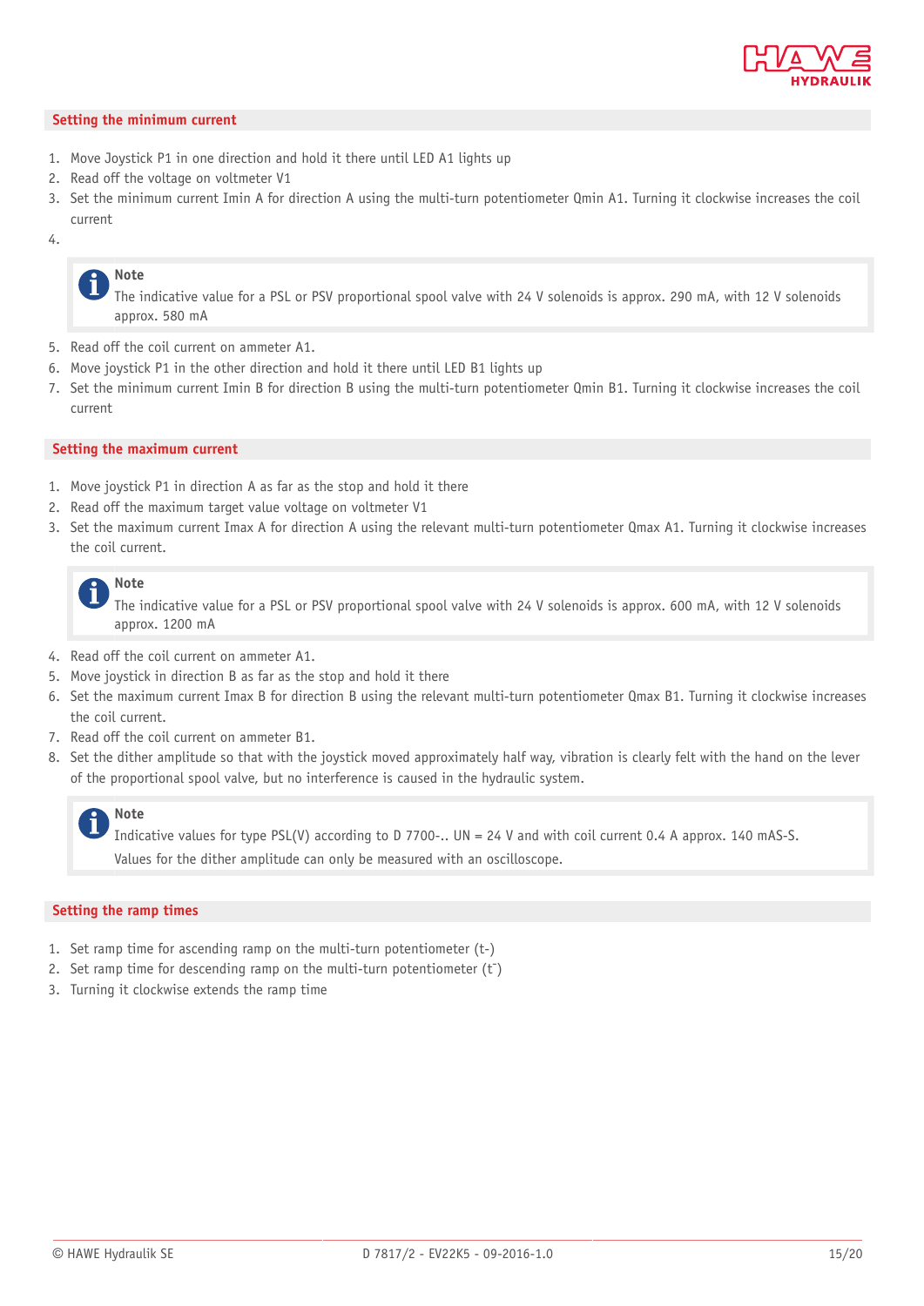## Setting the minimum current

1. Move Joystick P1 in one direction and hold it there until LED A1 lights up
2. Read off the voltage on voltmeter V1
3. Set the minimum current Imin A for direction A using the multi-turn potentiometer Qmin A1. Turning it clockwise increases the coil current
4. 

> **Note**
> The indicative value for a PSL or PSV proportional spool valve with 24 V solenoids is approx. 290 mA, with 12 V solenoids approx. 580 mA

5. Read off the coil current on ammeter A1.
6. Move joystick P1 in the other direction and hold it there until LED B1 lights up
7. Set the minimum current Imin B for direction B using the multi-turn potentiometer Qmin B1. Turning it clockwise increases the coil current

## Setting the maximum current

1. Move joystick P1 in direction A as far as the stop and hold it there
2. Read off the maximum target value voltage on voltmeter V1
3. Set the maximum current Imax A for direction A using the relevant multi-turn potentiometer Qmax A1. Turning it clockwise increases the coil current.

> **Note**
> The indicative value for a PSL or PSV proportional spool valve with 24 V solenoids is approx. 600 mA, with 12 V solenoids approx. 1200 mA

4. Read off the coil current on ammeter A1.
5. Move joystick in direction B as far as the stop and hold it there
6. Set the maximum current Imax B for direction B using the relevant multi-turn potentiometer Qmax B1. Turning it clockwise increases the coil current.
7. Read off the coil current on ammeter B1.
8. Set the dither amplitude so that with the joystick moved approximately half way, vibration is clearly felt with the hand on the lever of the proportional spool valve, but no interference is caused in the hydraulic system.

> **Note**
> Indicative values for type PSL(V) according to D 7700-.. UN = 24 V and with coil current 0.4 A approx. 140 mAS-S.
> Values for the dither amplitude can only be measured with an oscilloscope.

## Setting the ramp times

1. Set ramp time for ascending ramp on the multi-turn potentiometer (t-)
2. Set ramp time for descending ramp on the multi-turn potentiometer (t¯)
3. Turning it clockwise extends the ramp time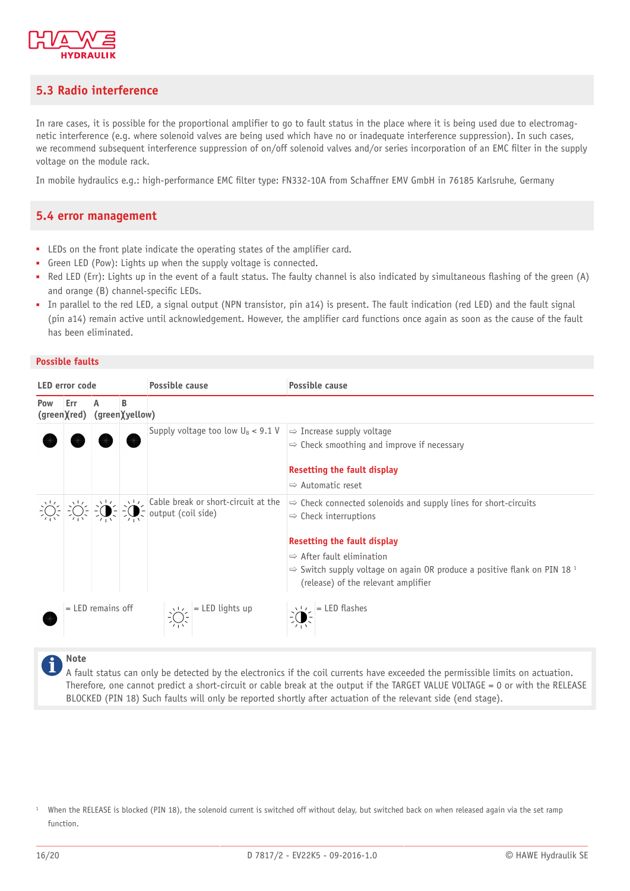## 5.3 Radio interference

In rare cases, it is possible for the proportional amplifier to go to fault status in the place where it is being used due to electromagnetic interference (e.g. where solenoid valves are being used which have no or inadequate interference suppression). In such cases, we recommend subsequent interference suppression of on/off solenoid valves and/or series incorporation of an EMC filter in the supply voltage on the module rack.

In mobile hydraulics e.g.: high-performance EMC filter type: FN332-10A from Schaffner EMV GmbH in 76185 Karlsruhe, Germany

## 5.4 error management

- LEDs on the front plate indicate the operating states of the amplifier card.
- Green LED (Pow): Lights up when the supply voltage is connected.
- Red LED (Err): Lights up in the event of a fault status. The faulty channel is also indicated by simultaneous flashing of the green (A) and orange (B) channel-specific LEDs.
- In parallel to the red LED, a signal output (NPN transistor, pin a14) is present. The fault indication (red LED) and the fault signal (pin a14) remain active until acknowledgement. However, the amplifier card functions once again as soon as the cause of the fault has been eliminated.

### Possible faults

| LED error code | | | | Possible cause | Possible cause |
|---|---|---|---|---|---|
| Pow (green) | Err (red) | A (green) | B (yellow) | | |
| ● | ● | ● | ● | Supply voltage too low $U_B$ < 9.1 V | ⇨ Increase supply voltage<br>⇨ Check smoothing and improve if necessary<br><br>**Resetting the fault display**<br>⇨ Automatic reset |
| ☼ | ☼ | ◐ | ◐ | Cable break or short-circuit at the output (coil side) | ⇨ Check connected solenoids and supply lines for short-circuits<br>⇨ Check interruptions<br><br>**Resetting the fault display**<br>⇨ After fault elimination<br>⇨ Switch supply voltage on again OR produce a positive flank on PIN 18 [1] (release) of the relevant amplifier |

● = LED remains off ☼ = LED lights up ◐ = LED flashes

> **Note**
> A fault status can only be detected by the electronics if the coil currents have exceeded the permissible limits on actuation. Therefore, one cannot predict a short-circuit or cable break at the output if the TARGET VALUE VOLTAGE = 0 or with the RELEASE BLOCKED (PIN 18) Such faults will only be reported shortly after actuation of the relevant side (end stage).

[1] When the RELEASE is blocked (PIN 18), the solenoid current is switched off without delay, but switched back on when released again via the set ramp function.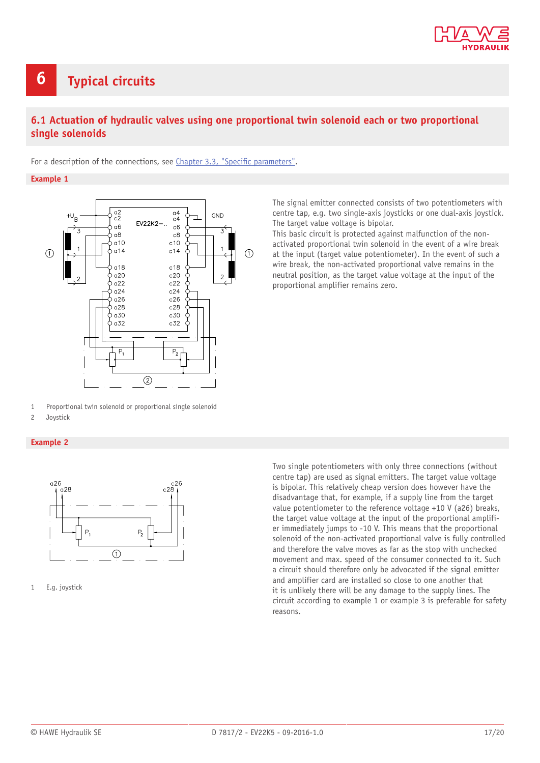# 6 Typical circuits

## 6.1 Actuation of hydraulic valves using one proportional twin solenoid each or two proportional single solenoids

For a description of the connections, see Chapter 3.3, "Specific parameters".

### Example 1

The signal emitter connected consists of two potentiometers with centre tap, e.g. two single-axis joysticks or one dual-axis joystick. The target value voltage is bipolar.
This basic circuit is protected against malfunction of the non-activated proportional twin solenoid in the event of a wire break at the input (target value potentiometer). In the event of such a wire break, the non-activated proportional valve remains in the neutral position, as the target value voltage at the input of the proportional amplifier remains zero.

1 Proportional twin solenoid or proportional single solenoid
2 Joystick

### Example 2

Two single potentiometers with only three connections (without centre tap) are used as signal emitters. The target value voltage is bipolar. This relatively cheap version does however have the disadvantage that, for example, if a supply line from the target value potentiometer to the reference voltage +10 V (a26) breaks, the target value voltage at the input of the proportional amplifier immediately jumps to -10 V. This means that the proportional solenoid of the non-activated proportional valve is fully controlled and therefore the valve moves as far as the stop with unchecked movement and max. speed of the consumer connected to it. Such a circuit should therefore only be advocated if the signal emitter and amplifier card are installed so close to one another that it is unlikely there will be any damage to the supply lines. The circuit according to example 1 or example 3 is preferable for safety reasons.

1 E.g. joystick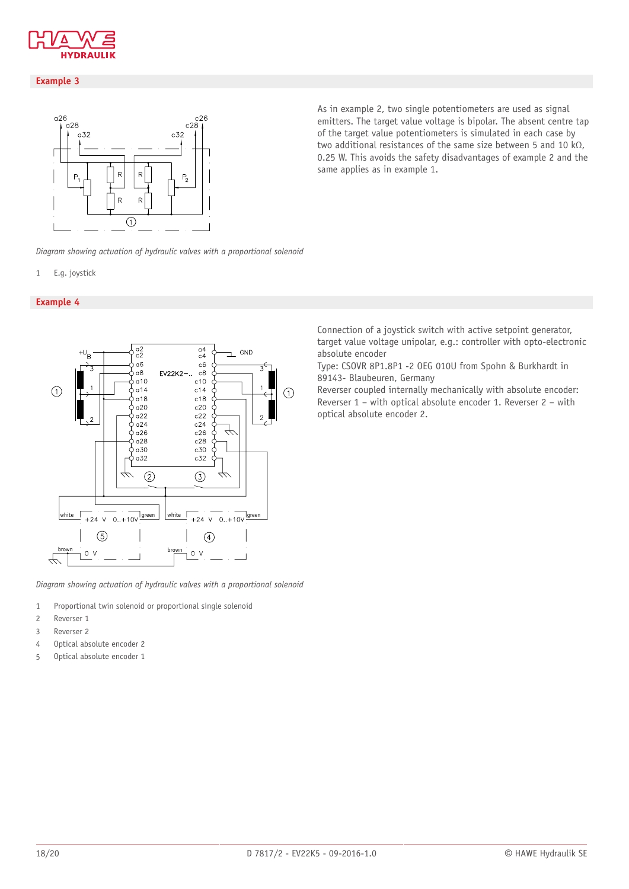## Example 3

As in example 2, two single potentiometers are used as signal emitters. The target value voltage is bipolar. The absent centre tap of the target value potentiometers is simulated in each case by two additional resistances of the same size between 5 and 10 kΩ, 0.25 W. This avoids the safety disadvantages of example 2 and the same applies as in example 1.

*Diagram showing actuation of hydraulic valves with a proportional solenoid*

1 E.g. joystick

## Example 4

Connection of a joystick switch with active setpoint generator, target value voltage unipolar, e.g.: controller with opto-electronic absolute encoder
Type: CSOVR 8P1.8P1 -2 OEG 010U from Spohn & Burkhardt in 89143- Blaubeuren, Germany
Reverser coupled internally mechanically with absolute encoder: Reverser 1 – with optical absolute encoder 1. Reverser 2 – with optical absolute encoder 2.

*Diagram showing actuation of hydraulic valves with a proportional solenoid*

1 Proportional twin solenoid or proportional single solenoid
2 Reverser 1
3 Reverser 2
4 Optical absolute encoder 2
5 Optical absolute encoder 1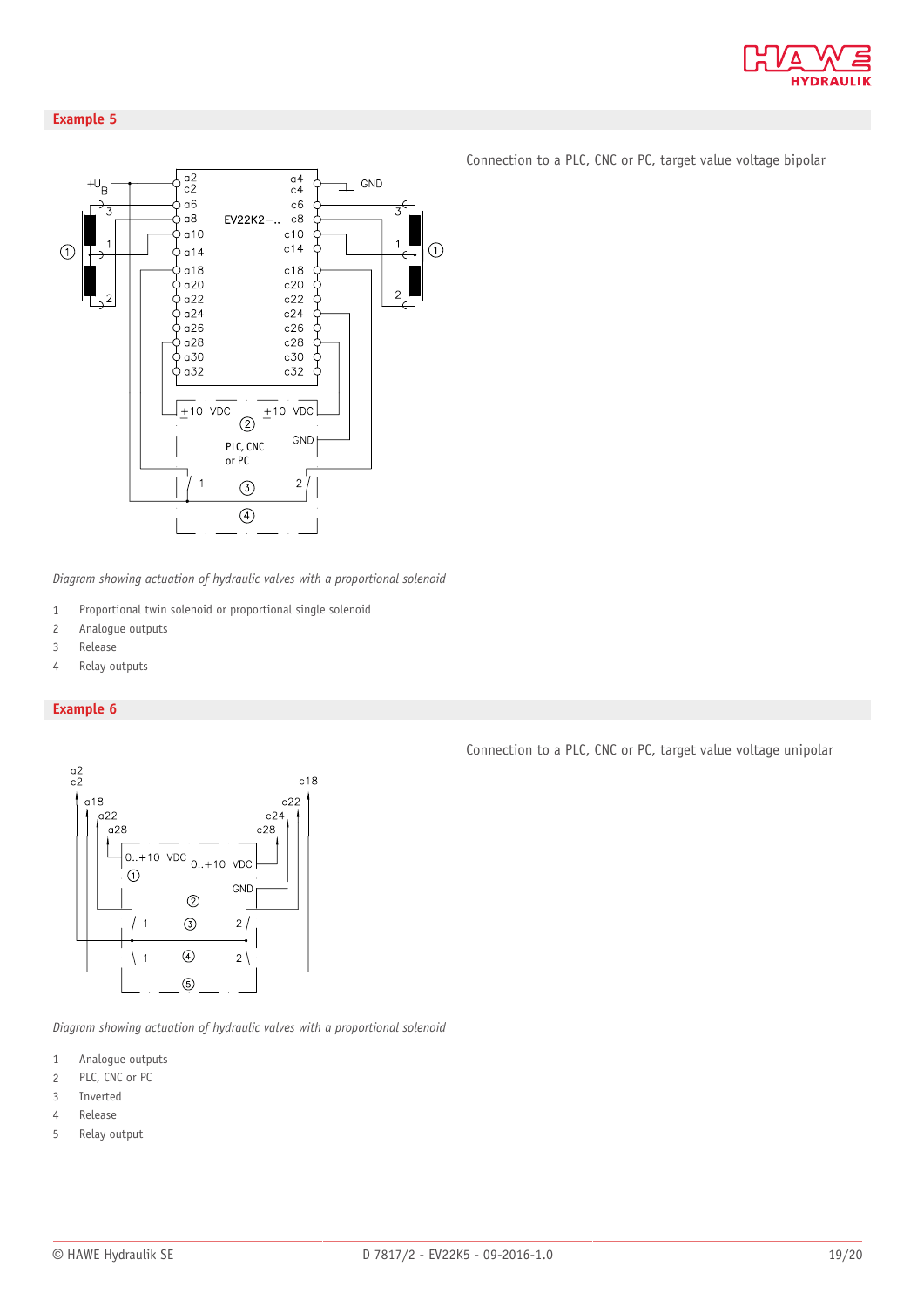## Example 5

Connection to a PLC, CNC or PC, target value voltage bipolar

*Diagram showing actuation of hydraulic valves with a proportional solenoid*

1. Proportional twin solenoid or proportional single solenoid
2. Analogue outputs
3. Release
4. Relay outputs

## Example 6

Connection to a PLC, CNC or PC, target value voltage unipolar

*Diagram showing actuation of hydraulic valves with a proportional solenoid*

1. Analogue outputs
2. PLC, CNC or PC
3. Inverted
4. Release
5. Relay output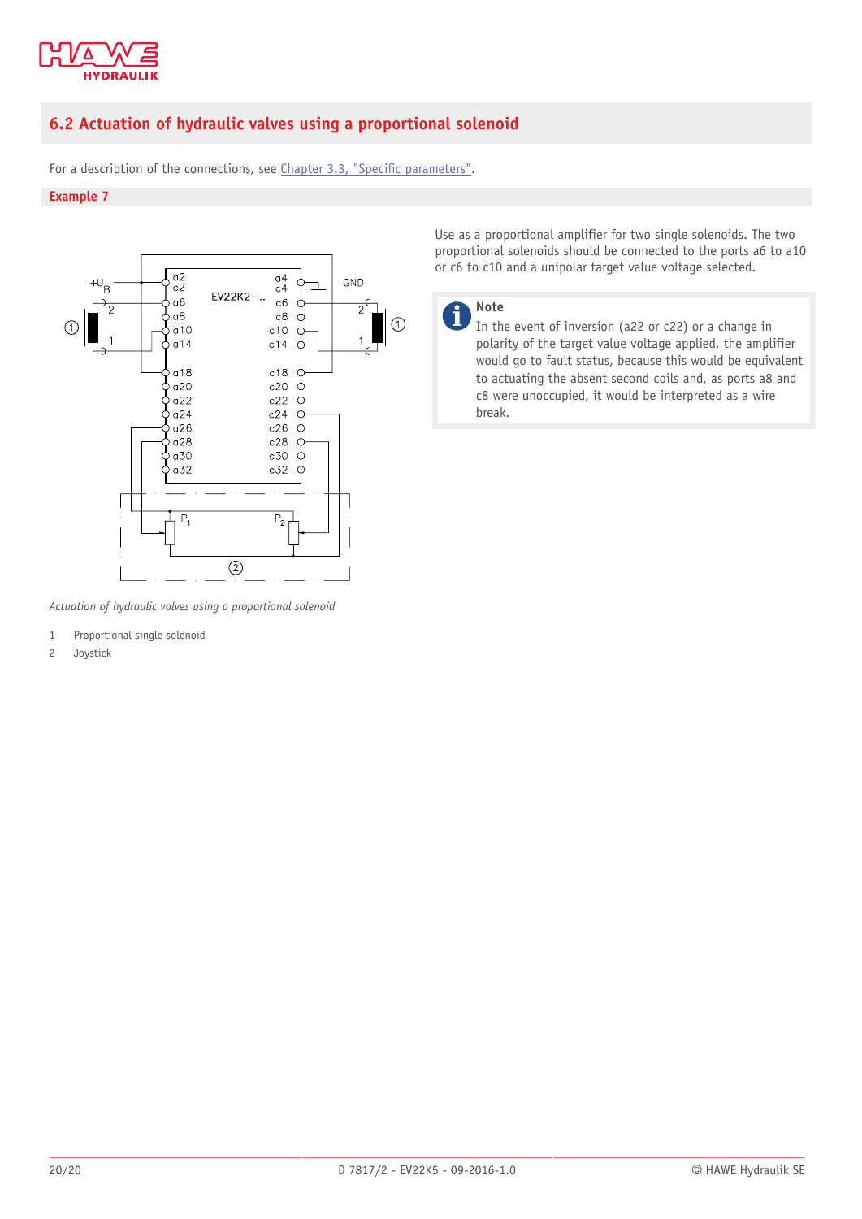## 6.2 Actuation of hydraulic valves using a proportional solenoid

For a description of the connections, see Chapter 3.3, "Specific parameters".

### Example 7

Use as a proportional amplifier for two single solenoids. The two proportional solenoids should be connected to the ports a6 to a10 or c6 to c10 and a unipolar target value voltage selected.

**Note**
In the event of inversion (a22 or c22) or a change in polarity of the target value voltage applied, the amplifier would go to fault status, because this would be equivalent to actuating the absent second coils and, as ports a8 and c8 were unoccupied, it would be interpreted as a wire break.

*Actuation of hydraulic valves using a proportional solenoid*

1 Proportional single solenoid
2 Joystick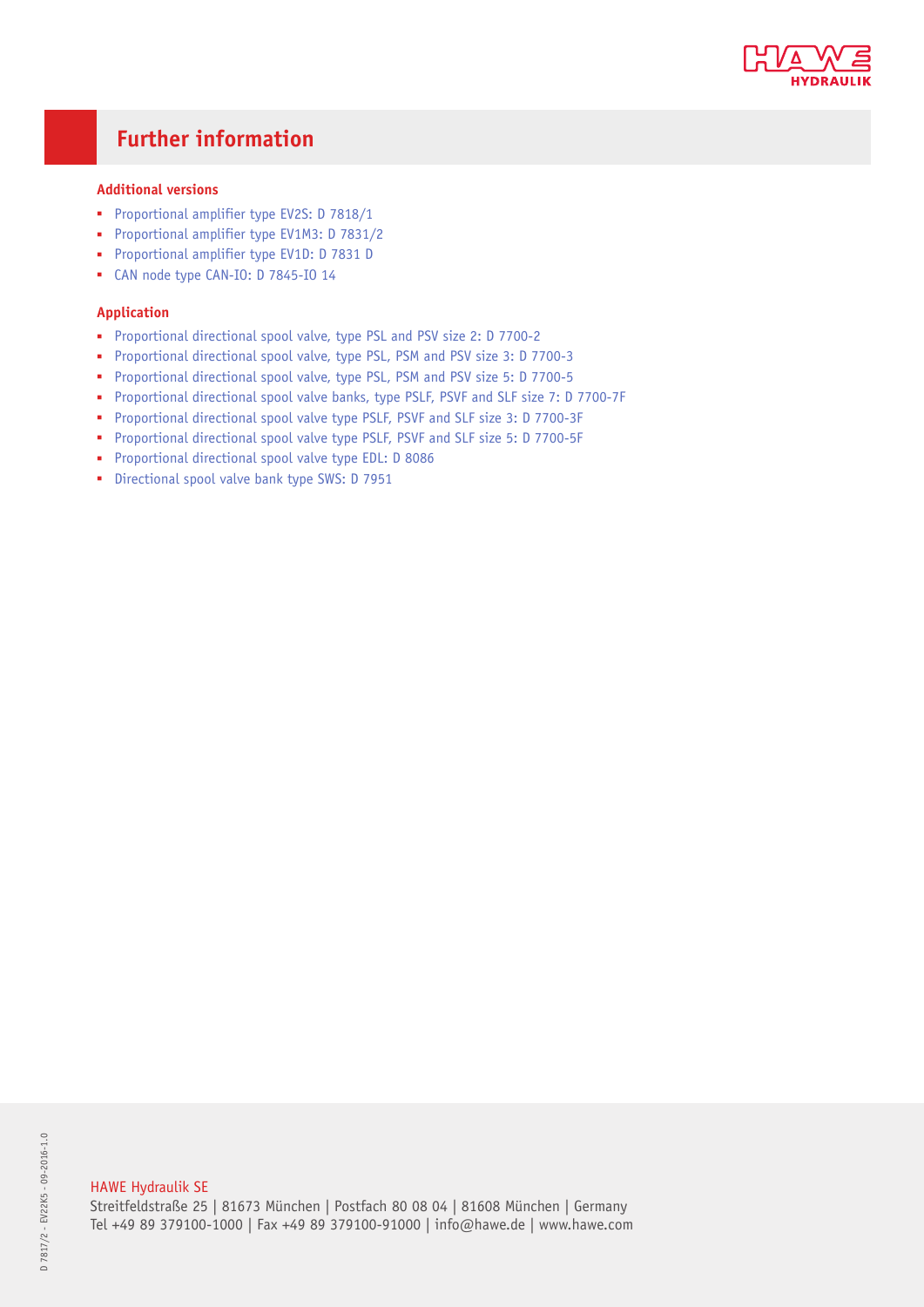# Further information

### Additional versions

- Proportional amplifier type EV2S: D 7818/1
- Proportional amplifier type EV1M3: D 7831/2
- Proportional amplifier type EV1D: D 7831 D
- CAN node type CAN-IO: D 7845-IO 14

### Application

- Proportional directional spool valve, type PSL and PSV size 2: D 7700-2
- Proportional directional spool valve, type PSL, PSM and PSV size 3: D 7700-3
- Proportional directional spool valve, type PSL, PSM and PSV size 5: D 7700-5
- Proportional directional spool valve banks, type PSLF, PSVF and SLF size 7: D 7700-7F
- Proportional directional spool valve type PSLF, PSVF and SLF size 3: D 7700-3F
- Proportional directional spool valve type PSLF, PSVF and SLF size 5: D 7700-5F
- Proportional directional spool valve type EDL: D 8086
- Directional spool valve bank type SWS: D 7951

HAWE Hydraulik SE
Streitfeldstraße 25 | 81673 München | Postfach 80 08 04 | 81608 München | Germany
Tel +49 89 379100-1000 | Fax +49 89 379100-91000 | info@hawe.de | www.hawe.com

D 7817/2 - EV22K5 - 09-2016-1.0